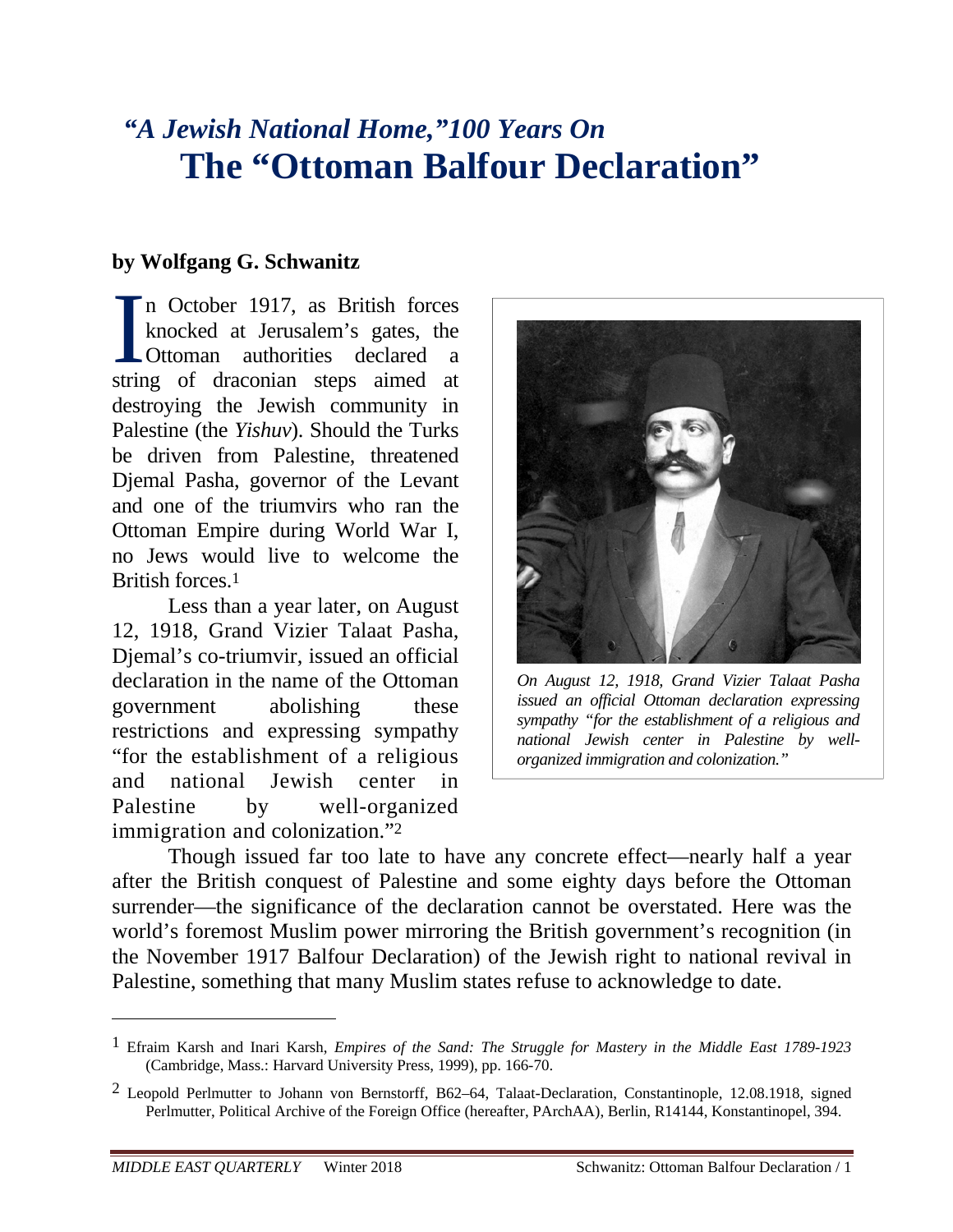*"A Jewish National Home," 100 Years On*

# The "Ottoman Balfour Declaration"

**by Wolfgang G. Schwanitz**

In October 1917, as British forces knocked at Jerusalem's gates, the Ottoman authorities declared a string of draconian steps aimed at destroying the Jewish community in Palestine (the *Yishuv*). Should the Turks be driven from Palestine, threatened Djemal Pasha, governor of the Levant and one of the triumvirs who ran the Ottoman Empire during World War I, no Jews would live to welcome the British forces.[1]

Less than a year later, on August 12, 1918, Grand Vizier Talaat Pasha, Djemal's co-triumvir, issued an official declaration in the name of the Ottoman government abolishing these restrictions and expressing sympathy "for the establishment of a religious and national Jewish center in Palestine by well-organized immigration and colonization."[2]

*On August 12, 1918, Grand Vizier Talaat Pasha issued an official Ottoman declaration expressing sympathy "for the establishment of a religious and national Jewish center in Palestine by well-organized immigration and colonization."*

Though issued far too late to have any concrete effect—nearly half a year after the British conquest of Palestine and some eighty days before the Ottoman surrender—the significance of the declaration cannot be overstated. Here was the world's foremost Muslim power mirroring the British government's recognition (in the November 1917 Balfour Declaration) of the Jewish right to national revival in Palestine, something that many Muslim states refuse to acknowledge to date.

---

[1] Efraim Karsh and Inari Karsh, *Empires of the Sand: The Struggle for Mastery in the Middle East 1789-1923* (Cambridge, Mass.: Harvard University Press, 1999), pp. 166-70.

[2] Leopold Perlmutter to Johann von Bernstorff, B62–64, Talaat-Declaration, Constantinople, 12.08.1918, signed Perlmutter, Political Archive of the Foreign Office (hereafter, PArchAA), Berlin, R14144, Konstantinopel, 394.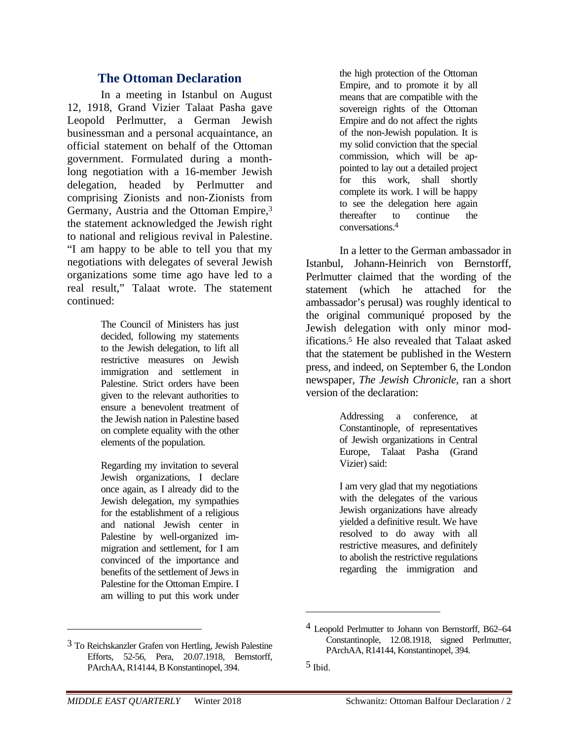## The Ottoman Declaration

In a meeting in Istanbul on August 12, 1918, Grand Vizier Talaat Pasha gave Leopold Perlmutter, a German Jewish businessman and a personal acquaintance, an official statement on behalf of the Ottoman government. Formulated during a month-long negotiation with a 16-member Jewish delegation, headed by Perlmutter and comprising Zionists and non-Zionists from Germany, Austria and the Ottoman Empire,[3] the statement acknowledged the Jewish right to national and religious revival in Palestine. "I am happy to be able to tell you that my negotiations with delegates of several Jewish organizations some time ago have led to a real result," Talaat wrote. The statement continued:

> The Council of Ministers has just decided, following my statements to the Jewish delegation, to lift all restrictive measures on Jewish immigration and settlement in Palestine. Strict orders have been given to the relevant authorities to ensure a benevolent treatment of the Jewish nation in Palestine based on complete equality with the other elements of the population.
>
> Regarding my invitation to several Jewish organizations, I declare once again, as I already did to the Jewish delegation, my sympathies for the establishment of a religious and national Jewish center in Palestine by well-organized immigration and settlement, for I am convinced of the importance and benefits of the settlement of Jews in Palestine for the Ottoman Empire. I am willing to put this work under the high protection of the Ottoman Empire, and to promote it by all means that are compatible with the sovereign rights of the Ottoman Empire and do not affect the rights of the non-Jewish population. It is my solid conviction that the special commission, which will be appointed to lay out a detailed project for this work, shall shortly complete its work. I will be happy to see the delegation here again thereafter to continue the conversations.[4]

In a letter to the German ambassador in Istanbul, Johann-Heinrich von Bernstorff, Perlmutter claimed that the wording of the statement (which he attached for the ambassador's perusal) was roughly identical to the original communiqué proposed by the Jewish delegation with only minor modifications.[5] He also revealed that Talaat asked that the statement be published in the Western press, and indeed, on September 6, the London newspaper, *The Jewish Chronicle*, ran a short version of the declaration:

> Addressing a conference, at Constantinople, of representatives of Jewish organizations in Central Europe, Talaat Pasha (Grand Vizier) said:
>
> I am very glad that my negotiations with the delegates of the various Jewish organizations have already yielded a definitive result. We have resolved to do away with all restrictive measures, and definitely to abolish the restrictive regulations regarding the immigration and

---

[3] To Reichskanzler Grafen von Hertling, Jewish Palestine Efforts, 52-56, Pera, 20.07.1918, Bernstorff, PArchAA, R14144, B Konstantinopel, 394.

[4] Leopold Perlmutter to Johann von Bernstorff, B62–64 Constantinople, 12.08.1918, signed Perlmutter, PArchAA, R14144, Konstantinopel, 394.

[5] Ibid.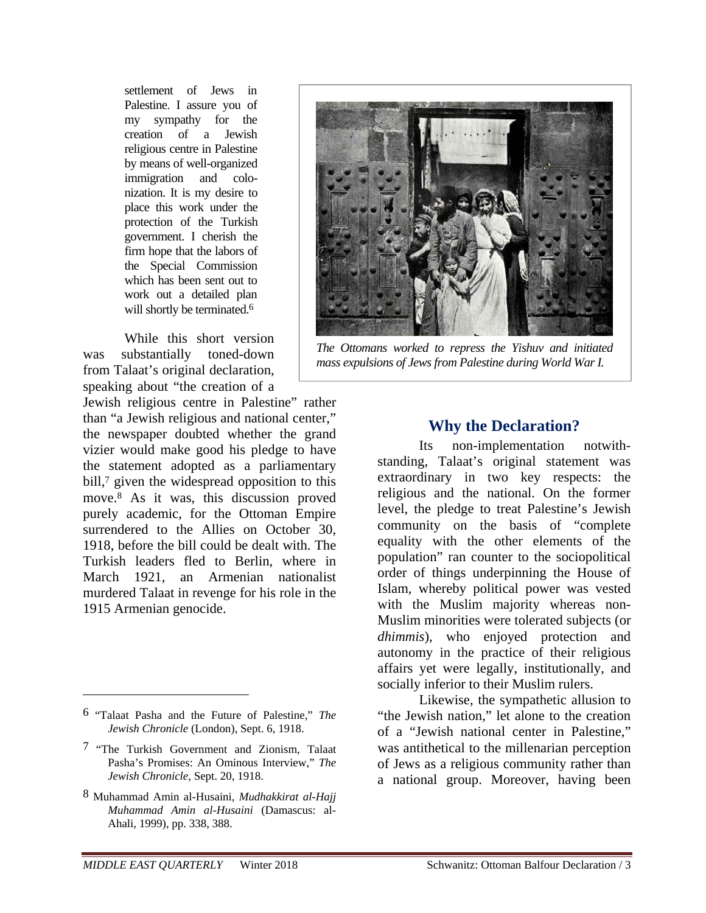settlement of Jews in Palestine. I assure you of my sympathy for the creation of a Jewish religious centre in Palestine by means of well-organized immigration and colonization. It is my desire to place this work under the protection of the Turkish government. I cherish the firm hope that the labors of the Special Commission which has been sent out to work out a detailed plan will shortly be terminated.[6]

While this short version was substantially toned-down from Talaat's original declaration, speaking about "the creation of a Jewish religious centre in Palestine" rather than "a Jewish religious and national center," the newspaper doubted whether the grand vizier would make good his pledge to have the statement adopted as a parliamentary bill,[7] given the widespread opposition to this move.[8] As it was, this discussion proved purely academic, for the Ottoman Empire surrendered to the Allies on October 30, 1918, before the bill could be dealt with. The Turkish leaders fled to Berlin, where in March 1921, an Armenian nationalist murdered Talaat in revenge for his role in the 1915 Armenian genocide.

*The Ottomans worked to repress the Yishuv and initiated mass expulsions of Jews from Palestine during World War I.*

## Why the Declaration?

Its non-implementation notwithstanding, Talaat's original statement was extraordinary in two key respects: the religious and the national. On the former level, the pledge to treat Palestine's Jewish community on the basis of "complete equality with the other elements of the population" ran counter to the sociopolitical order of things underpinning the House of Islam, whereby political power was vested with the Muslim majority whereas non-Muslim minorities were tolerated subjects (or *dhimmis*), who enjoyed protection and autonomy in the practice of their religious affairs yet were legally, institutionally, and socially inferior to their Muslim rulers.

Likewise, the sympathetic allusion to "the Jewish nation," let alone to the creation of a "Jewish national center in Palestine," was antithetical to the millenarian perception of Jews as a religious community rather than a national group. Moreover, having been

---

6 "Talaat Pasha and the Future of Palestine," *The Jewish Chronicle* (London), Sept. 6, 1918.

7 "The Turkish Government and Zionism, Talaat Pasha's Promises: An Ominous Interview," *The Jewish Chronicle*, Sept. 20, 1918.

8 Muhammad Amin al-Husaini, *Mudhakkirat al-Hajj Muhammad Amin al-Husaini* (Damascus: al-Ahali, 1999), pp. 338, 388.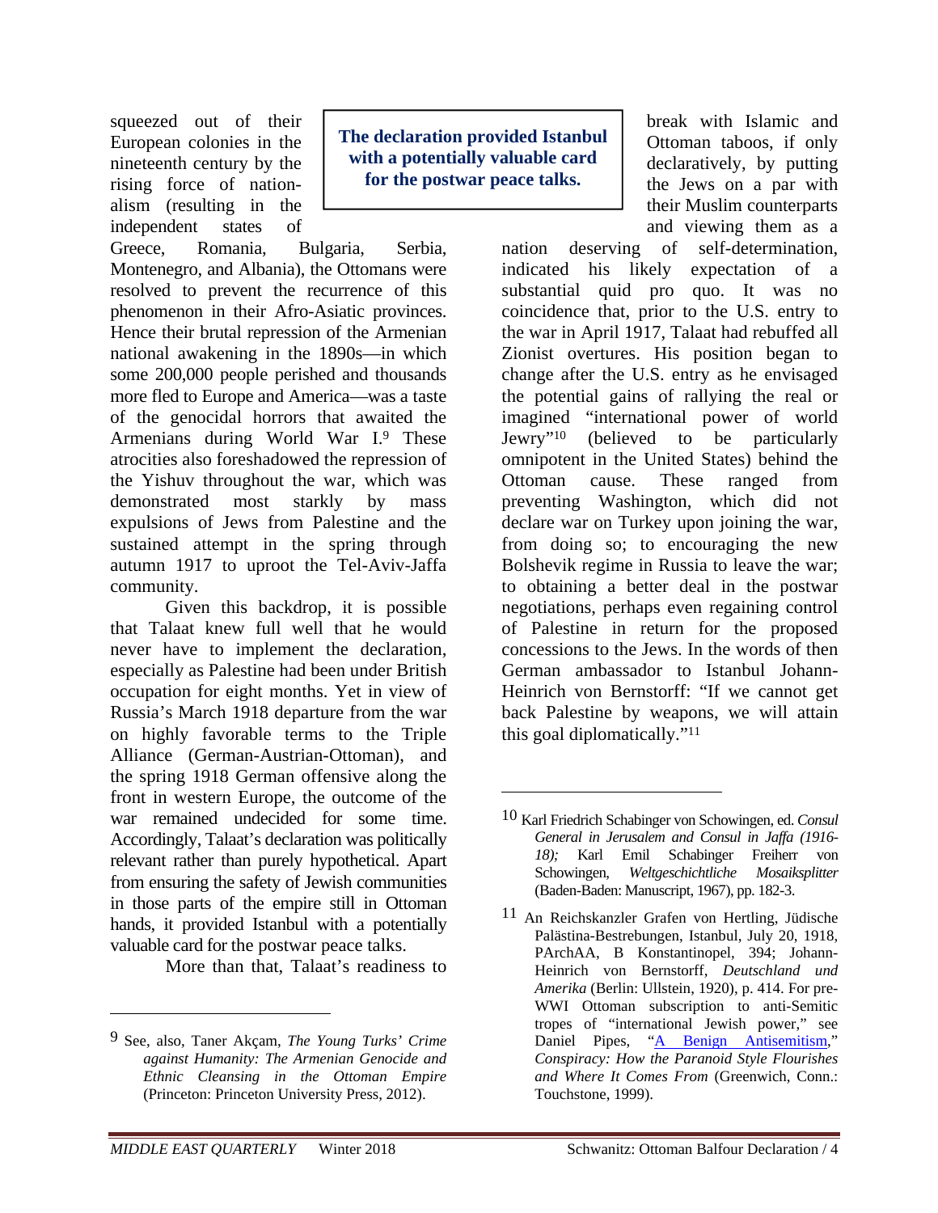squeezed out of their European colonies in the nineteenth century by the rising force of nationalism (resulting in the independent states of Greece, Romania, Bulgaria, Serbia, Montenegro, and Albania), the Ottomans were resolved to prevent the recurrence of this phenomenon in their Afro-Asiatic provinces. Hence their brutal repression of the Armenian national awakening in the 1890s—in which some 200,000 people perished and thousands more fled to Europe and America—was a taste of the genocidal horrors that awaited the Armenians during World War I.[9] These atrocities also foreshadowed the repression of the Yishuv throughout the war, which was demonstrated most starkly by mass expulsions of Jews from Palestine and the sustained attempt in the spring through autumn 1917 to uproot the Tel-Aviv-Jaffa community.

Given this backdrop, it is possible that Talaat knew full well that he would never have to implement the declaration, especially as Palestine had been under British occupation for eight months. Yet in view of Russia's March 1918 departure from the war on highly favorable terms to the Triple Alliance (German-Austrian-Ottoman), and the spring 1918 German offensive along the front in western Europe, the outcome of the war remained undecided for some time. Accordingly, Talaat's declaration was politically relevant rather than purely hypothetical. Apart from ensuring the safety of Jewish communities in those parts of the empire still in Ottoman hands, it provided Istanbul with a potentially valuable card for the postwar peace talks.

**The declaration provided Istanbul with a potentially valuable card for the postwar peace talks.**

More than that, Talaat's readiness to break with Islamic and Ottoman taboos, if only declaratively, by putting the Jews on a par with their Muslim counterparts and viewing them as a nation deserving of self-determination, indicated his likely expectation of a substantial quid pro quo. It was no coincidence that, prior to the U.S. entry to the war in April 1917, Talaat had rebuffed all Zionist overtures. His position began to change after the U.S. entry as he envisaged the potential gains of rallying the real or imagined "international power of world Jewry"[10] (believed to be particularly omnipotent in the United States) behind the Ottoman cause. These ranged from preventing Washington, which did not declare war on Turkey upon joining the war, from doing so; to encouraging the new Bolshevik regime in Russia to leave the war; to obtaining a better deal in the postwar negotiations, perhaps even regaining control of Palestine in return for the proposed concessions to the Jews. In the words of then German ambassador to Istanbul Johann-Heinrich von Bernstorff: "If we cannot get back Palestine by weapons, we will attain this goal diplomatically."[11]

---

9 See, also, Taner Akçam, *The Young Turks' Crime against Humanity: The Armenian Genocide and Ethnic Cleansing in the Ottoman Empire* (Princeton: Princeton University Press, 2012).

10 Karl Friedrich Schabinger von Schowingen, ed. *Consul General in Jerusalem and Consul in Jaffa (1916-18);* Karl Emil Schabinger Freiherr von Schowingen, *Weltgeschichtliche Mosaiksplitter* (Baden-Baden: Manuscript, 1967), pp. 182-3.

11 An Reichskanzler Grafen von Hertling, Jüdische Palästina-Bestrebungen, Istanbul, July 20, 1918, PArchAA, B Konstantinopel, 394; Johann-Heinrich von Bernstorff, *Deutschland und Amerika* (Berlin: Ullstein, 1920), p. 414. For pre-WWI Ottoman subscription to anti-Semitic tropes of "international Jewish power," see Daniel Pipes, "A Benign Antisemitism," *Conspiracy: How the Paranoid Style Flourishes and Where It Comes From* (Greenwich, Conn.: Touchstone, 1999).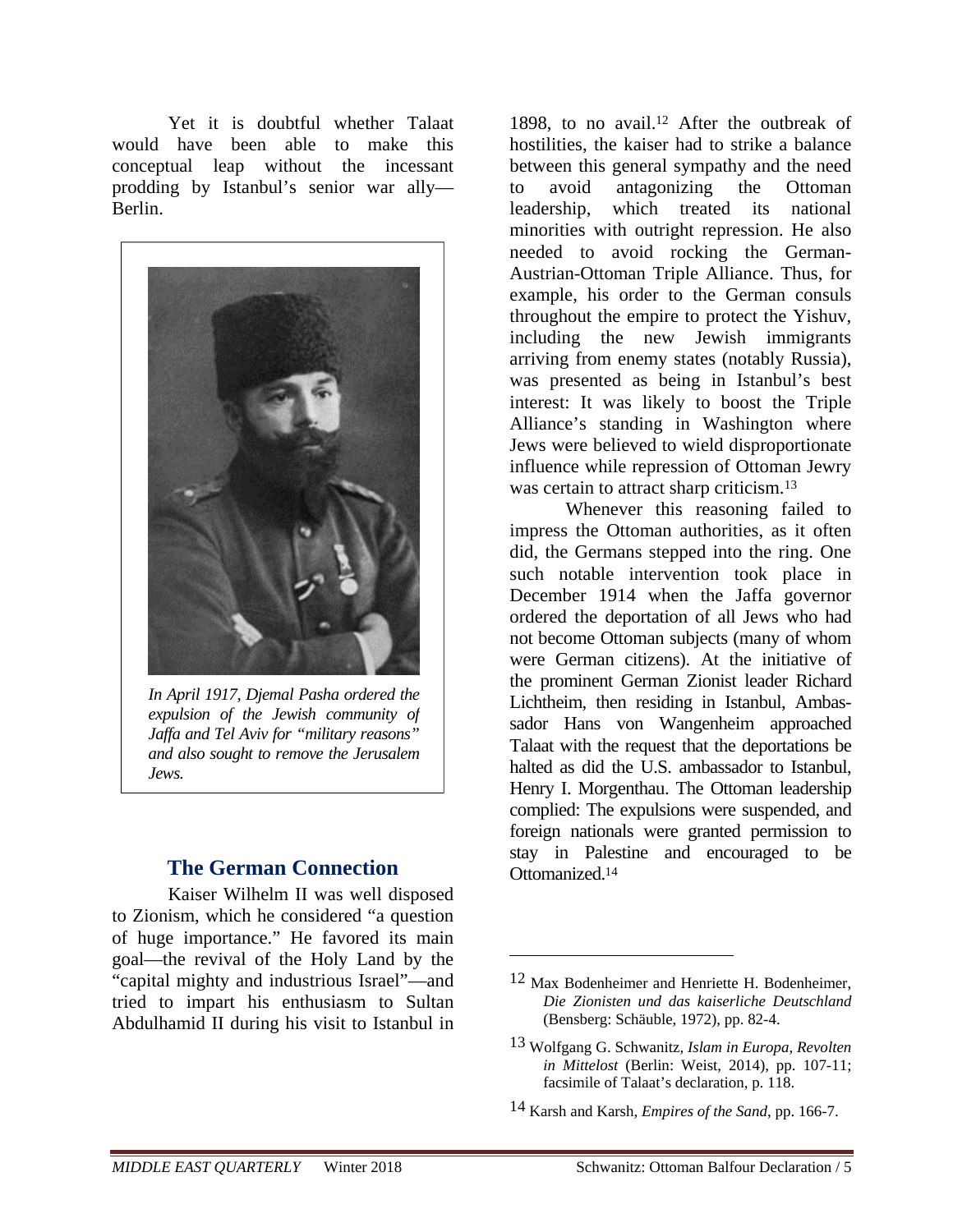Yet it is doubtful whether Talaat would have been able to make this conceptual leap without the incessant prodding by Istanbul's senior war ally—Berlin.

*In April 1917, Djemal Pasha ordered the expulsion of the Jewish community of Jaffa and Tel Aviv for "military reasons" and also sought to remove the Jerusalem Jews.*

## The German Connection

Kaiser Wilhelm II was well disposed to Zionism, which he considered "a question of huge importance." He favored its main goal—the revival of the Holy Land by the "capital mighty and industrious Israel"—and tried to impart his enthusiasm to Sultan Abdulhamid II during his visit to Istanbul in 1898, to no avail.[12] After the outbreak of hostilities, the kaiser had to strike a balance between this general sympathy and the need to avoid antagonizing the Ottoman leadership, which treated its national minorities with outright repression. He also needed to avoid rocking the German-Austrian-Ottoman Triple Alliance. Thus, for example, his order to the German consuls throughout the empire to protect the Yishuv, including the new Jewish immigrants arriving from enemy states (notably Russia), was presented as being in Istanbul's best interest: It was likely to boost the Triple Alliance's standing in Washington where Jews were believed to wield disproportionate influence while repression of Ottoman Jewry was certain to attract sharp criticism.[13]

Whenever this reasoning failed to impress the Ottoman authorities, as it often did, the Germans stepped into the ring. One such notable intervention took place in December 1914 when the Jaffa governor ordered the deportation of all Jews who had not become Ottoman subjects (many of whom were German citizens). At the initiative of the prominent German Zionist leader Richard Lichtheim, then residing in Istanbul, Ambassador Hans von Wangenheim approached Talaat with the request that the deportations be halted as did the U.S. ambassador to Istanbul, Henry I. Morgenthau. The Ottoman leadership complied: The expulsions were suspended, and foreign nationals were granted permission to stay in Palestine and encouraged to be Ottomanized.[14]

---

[12] Max Bodenheimer and Henriette H. Bodenheimer, *Die Zionisten und das kaiserliche Deutschland* (Bensberg: Schäuble, 1972), pp. 82-4.

[13] Wolfgang G. Schwanitz, *Islam in Europa, Revolten in Mittelost* (Berlin: Weist, 2014), pp. 107-11; facsimile of Talaat's declaration, p. 118.

[14] Karsh and Karsh, *Empires of the Sand*, pp. 166-7.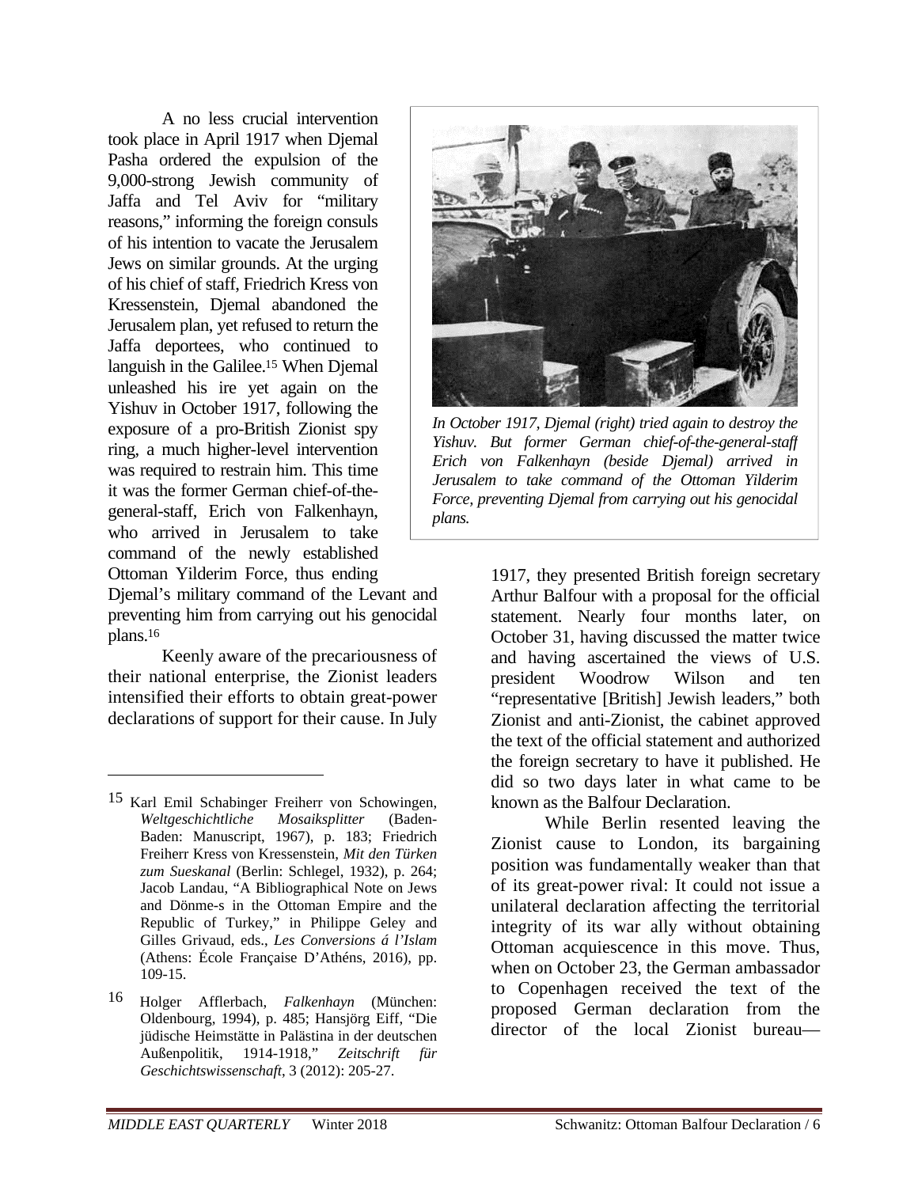A no less crucial intervention took place in April 1917 when Djemal Pasha ordered the expulsion of the 9,000-strong Jewish community of Jaffa and Tel Aviv for "military reasons," informing the foreign consuls of his intention to vacate the Jerusalem Jews on similar grounds. At the urging of his chief of staff, Friedrich Kress von Kressenstein, Djemal abandoned the Jerusalem plan, yet refused to return the Jaffa deportees, who continued to languish in the Galilee.[15] When Djemal unleashed his ire yet again on the Yishuv in October 1917, following the exposure of a pro-British Zionist spy ring, a much higher-level intervention was required to restrain him. This time it was the former German chief-of-the-general-staff, Erich von Falkenhayn, who arrived in Jerusalem to take command of the newly established Ottoman Yilderim Force, thus ending Djemal's military command of the Levant and preventing him from carrying out his genocidal plans.[16]

*In October 1917, Djemal (right) tried again to destroy the Yishuv. But former German chief-of-the-general-staff Erich von Falkenhayn (beside Djemal) arrived in Jerusalem to take command of the Ottoman Yilderim Force, preventing Djemal from carrying out his genocidal plans.*

Keenly aware of the precariousness of their national enterprise, the Zionist leaders intensified their efforts to obtain great-power declarations of support for their cause. In July 1917, they presented British foreign secretary Arthur Balfour with a proposal for the official statement. Nearly four months later, on October 31, having discussed the matter twice and having ascertained the views of U.S. president Woodrow Wilson and ten "representative [British] Jewish leaders," both Zionist and anti-Zionist, the cabinet approved the text of the official statement and authorized the foreign secretary to have it published. He did so two days later in what came to be known as the Balfour Declaration.

While Berlin resented leaving the Zionist cause to London, its bargaining position was fundamentally weaker than that of its great-power rival: It could not issue a unilateral declaration affecting the territorial integrity of its war ally without obtaining Ottoman acquiescence in this move. Thus, when on October 23, the German ambassador to Copenhagen received the text of the proposed German declaration from the director of the local Zionist bureau—

---

[15] Karl Emil Schabinger Freiherr von Schowingen, *Weltgeschichtliche Mosaiksplitter* (Baden-Baden: Manuscript, 1967), p. 183; Friedrich Freiherr Kress von Kressenstein, *Mit den Türken zum Sueskanal* (Berlin: Schlegel, 1932), p. 264; Jacob Landau, "A Bibliographical Note on Jews and Dönme-s in the Ottoman Empire and the Republic of Turkey," in Philippe Geley and Gilles Grivaud, eds., *Les Conversions á l'Islam* (Athens: École Française D'Athéns, 2016), pp. 109-15.

[16] Holger Afflerbach, *Falkenhayn* (München: Oldenbourg, 1994), p. 485; Hansjörg Eiff, "Die jüdische Heimstätte in Palästina in der deutschen Außenpolitik, 1914-1918," *Zeitschrift für Geschichtswissenschaft*, 3 (2012): 205-27.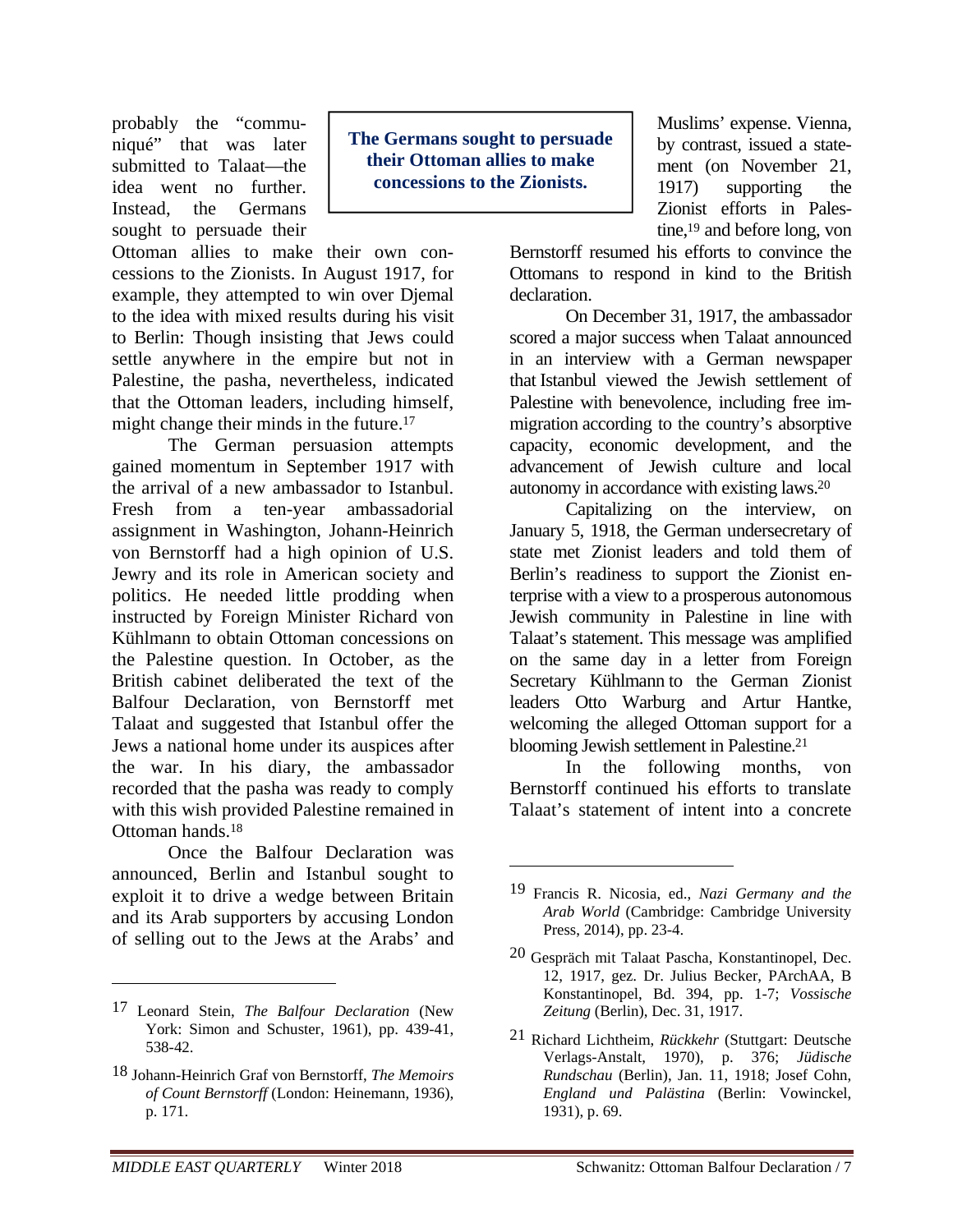probably the "communiqué" that was later submitted to Talaat—the idea went no further. Instead, the Germans sought to persuade their Ottoman allies to make their own concessions to the Zionists. In August 1917, for example, they attempted to win over Djemal to the idea with mixed results during his visit to Berlin: Though insisting that Jews could settle anywhere in the empire but not in Palestine, the pasha, nevertheless, indicated that the Ottoman leaders, including himself, might change their minds in the future.[17]

**The Germans sought to persuade their Ottoman allies to make concessions to the Zionists.**

The German persuasion attempts gained momentum in September 1917 with the arrival of a new ambassador to Istanbul. Fresh from a ten-year ambassadorial assignment in Washington, Johann-Heinrich von Bernstorff had a high opinion of U.S. Jewry and its role in American society and politics. He needed little prodding when instructed by Foreign Minister Richard von Kühlmann to obtain Ottoman concessions on the Palestine question. In October, as the British cabinet deliberated the text of the Balfour Declaration, von Bernstorff met Talaat and suggested that Istanbul offer the Jews a national home under its auspices after the war. In his diary, the ambassador recorded that the pasha was ready to comply with this wish provided Palestine remained in Ottoman hands.[18]

Once the Balfour Declaration was announced, Berlin and Istanbul sought to exploit it to drive a wedge between Britain and its Arab supporters by accusing London of selling out to the Jews at the Arabs' and Muslims' expense. Vienna, by contrast, issued a statement (on November 21, 1917) supporting the Zionist efforts in Palestine,[19] and before long, von Bernstorff resumed his efforts to convince the Ottomans to respond in kind to the British declaration.

On December 31, 1917, the ambassador scored a major success when Talaat announced in an interview with a German newspaper that Istanbul viewed the Jewish settlement of Palestine with benevolence, including free immigration according to the country's absorptive capacity, economic development, and the advancement of Jewish culture and local autonomy in accordance with existing laws.[20]

Capitalizing on the interview, on January 5, 1918, the German undersecretary of state met Zionist leaders and told them of Berlin's readiness to support the Zionist enterprise with a view to a prosperous autonomous Jewish community in Palestine in line with Talaat's statement. This message was amplified on the same day in a letter from Foreign Secretary Kühlmann to the German Zionist leaders Otto Warburg and Artur Hantke, welcoming the alleged Ottoman support for a blooming Jewish settlement in Palestine.[21]

In the following months, von Bernstorff continued his efforts to translate Talaat's statement of intent into a concrete

---

17 Leonard Stein, *The Balfour Declaration* (New York: Simon and Schuster, 1961), pp. 439-41, 538-42.

18 Johann-Heinrich Graf von Bernstorff, *The Memoirs of Count Bernstorff* (London: Heinemann, 1936), p. 171.

19 Francis R. Nicosia, ed., *Nazi Germany and the Arab World* (Cambridge: Cambridge University Press, 2014), pp. 23-4.

20 Gespräch mit Talaat Pascha, Konstantinopel, Dec. 12, 1917, gez. Dr. Julius Becker, PArchAA, B Konstantinopel, Bd. 394, pp. 1-7; *Vossische Zeitung* (Berlin), Dec. 31, 1917.

21 Richard Lichtheim, *Rückkehr* (Stuttgart: Deutsche Verlags-Anstalt, 1970), p. 376; *Jüdische Rundschau* (Berlin), Jan. 11, 1918; Josef Cohn, *England und Palästina* (Berlin: Vowinckel, 1931), p. 69.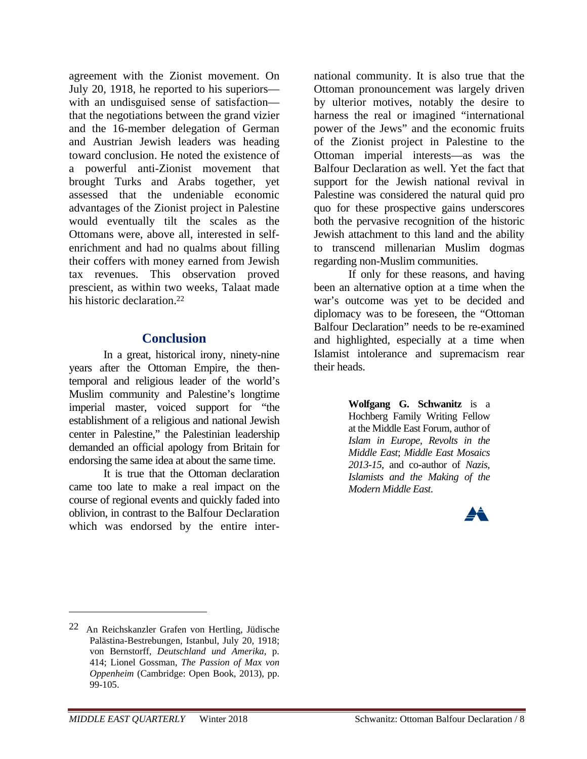agreement with the Zionist movement. On July 20, 1918, he reported to his superiors—with an undisguised sense of satisfaction—that the negotiations between the grand vizier and the 16-member delegation of German and Austrian Jewish leaders was heading toward conclusion. He noted the existence of a powerful anti-Zionist movement that brought Turks and Arabs together, yet assessed that the undeniable economic advantages of the Zionist project in Palestine would eventually tilt the scales as the Ottomans were, above all, interested in self-enrichment and had no qualms about filling their coffers with money earned from Jewish tax revenues. This observation proved prescient, as within two weeks, Talaat made his historic declaration.[22]

## Conclusion

In a great, historical irony, ninety-nine years after the Ottoman Empire, the then-temporal and religious leader of the world's Muslim community and Palestine's longtime imperial master, voiced support for "the establishment of a religious and national Jewish center in Palestine," the Palestinian leadership demanded an official apology from Britain for endorsing the same idea at about the same time.

It is true that the Ottoman declaration came too late to make a real impact on the course of regional events and quickly faded into oblivion, in contrast to the Balfour Declaration which was endorsed by the entire international community. It is also true that the Ottoman pronouncement was largely driven by ulterior motives, notably the desire to harness the real or imagined "international power of the Jews" and the economic fruits of the Zionist project in Palestine to the Ottoman imperial interests—as was the Balfour Declaration as well. Yet the fact that support for the Jewish national revival in Palestine was considered the natural quid pro quo for these prospective gains underscores both the pervasive recognition of the historic Jewish attachment to this land and the ability to transcend millenarian Muslim dogmas regarding non-Muslim communities.

If only for these reasons, and having been an alternative option at a time when the war's outcome was yet to be decided and diplomacy was to be foreseen, the "Ottoman Balfour Declaration" needs to be re-examined and highlighted, especially at a time when Islamist intolerance and supremacism rear their heads.

**Wolfgang G. Schwanitz** is a Hochberg Family Writing Fellow at the Middle East Forum, author of *Islam in Europe, Revolts in the Middle East*; *Middle East Mosaics 2013-15*, and co-author of *Nazis, Islamists and the Making of the Modern Middle East*.

---

22 An Reichskanzler Grafen von Hertling, Jüdische Palästina-Bestrebungen, Istanbul, July 20, 1918; von Bernstorff, *Deutschland und Amerika*, p. 414; Lionel Gossman, *The Passion of Max von Oppenheim* (Cambridge: Open Book, 2013), pp. 99-105.